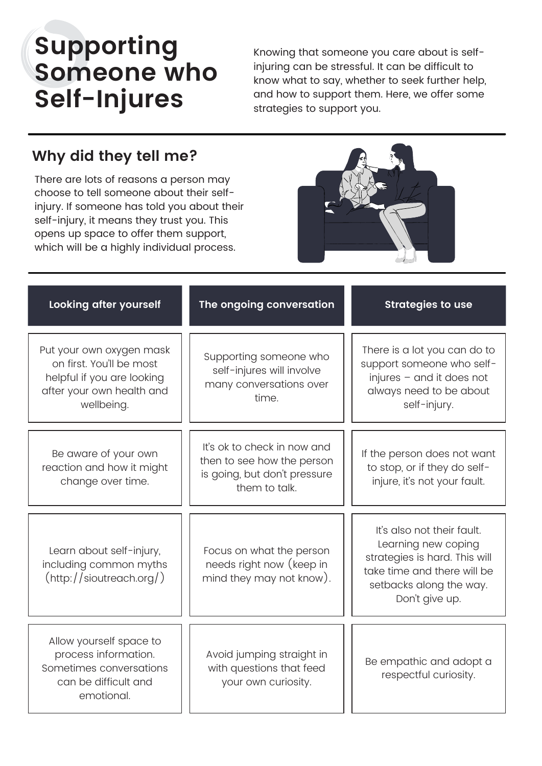# Supporting Someone who Self-Injures

Knowing that someone you care about is self-injuring can be stressful. It can be difficult to know what to say, whether to seek further help, and how to support them. Here, we offer some strategies to support you.

## Why did they tell me?

There are lots of reasons a person may choose to tell someone about their self-injury. If someone has told you about their self-injury, it means they trust you. This opens up space to offer them support, which will be a highly individual process.

| Looking after yourself | The ongoing conversation | Strategies to use |
| --- | --- | --- |
| Put your own oxygen mask on first. You'll be most helpful if you are looking after your own health and wellbeing. | Supporting someone who self-injures will involve many conversations over time. | There is a lot you can do to support someone who self-injures – and it does not always need to be about self-injury. |
| Be aware of your own reaction and how it might change over time. | It's ok to check in now and then to see how the person is going, but don't pressure them to talk. | If the person does not want to stop, or if they do self-injure, it's not your fault. |
| Learn about self-injury, including common myths (http://sioutreach.org/) | Focus on what the person needs right now (keep in mind they may not know). | It's also not their fault. Learning new coping strategies is hard. This will take time and there will be setbacks along the way. Don't give up. |
| Allow yourself space to process information. Sometimes conversations can be difficult and emotional. | Avoid jumping straight in with questions that feed your own curiosity. | Be empathic and adopt a respectful curiosity. |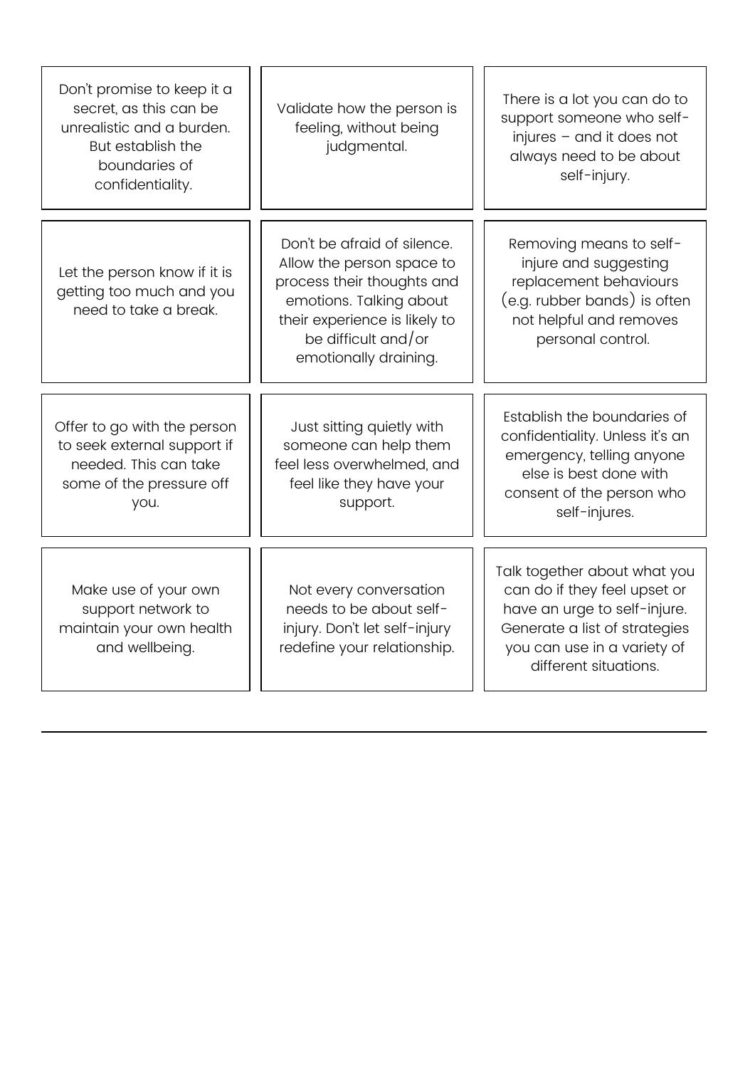| | | |
|---|---|---|
| Don't promise to keep it a secret, as this can be unrealistic and a burden. But establish the boundaries of confidentiality. | Validate how the person is feeling, without being judgmental. | There is a lot you can do to support someone who self-injures – and it does not always need to be about self-injury. |
| Let the person know if it is getting too much and you need to take a break. | Don't be afraid of silence. Allow the person space to process their thoughts and emotions. Talking about their experience is likely to be difficult and/or emotionally draining. | Removing means to self-injure and suggesting replacement behaviours (e.g. rubber bands) is often not helpful and removes personal control. |
| Offer to go with the person to seek external support if needed. This can take some of the pressure off you. | Just sitting quietly with someone can help them feel less overwhelmed, and feel like they have your support. | Establish the boundaries of confidentiality. Unless it's an emergency, telling anyone else is best done with consent of the person who self-injures. |
| Make use of your own support network to maintain your own health and wellbeing. | Not every conversation needs to be about self-injury. Don't let self-injury redefine your relationship. | Talk together about what you can do if they feel upset or have an urge to self-injure. Generate a list of strategies you can use in a variety of different situations. |